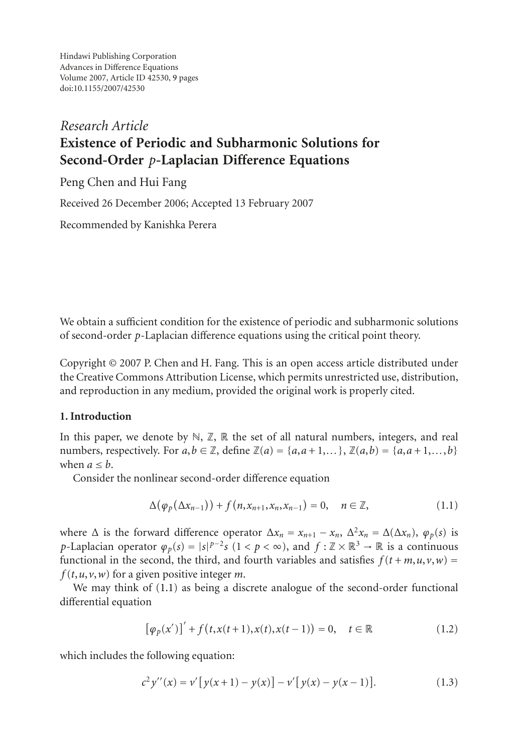Hindawi Publishing Corporation
Advances in Difference Equations
Volume 2007, Article ID 42530, 9 pages
doi:10.1155/2007/42530

*Research Article*

# Existence of Periodic and Subharmonic Solutions for Second-Order $p$-Laplacian Difference Equations

Peng Chen and Hui Fang

Received 26 December 2006; Accepted 13 February 2007

Recommended by Kanishka Perera

We obtain a sufficient condition for the existence of periodic and subharmonic solutions of second-order $p$-Laplacian difference equations using the critical point theory.

Copyright © 2007 P. Chen and H. Fang. This is an open access article distributed under the Creative Commons Attribution License, which permits unrestricted use, distribution, and reproduction in any medium, provided the original work is properly cited.

## 1. Introduction

In this paper, we denote by $\mathbb{N}$, $\mathbb{Z}$, $\mathbb{R}$ the set of all natural numbers, integers, and real numbers, respectively. For $a,b \in \mathbb{Z}$, define $\mathbb{Z}(a) = \{a, a+1, \dots\}$, $\mathbb{Z}(a,b) = \{a, a+1, \dots, b\}$ when $a \leq b$.

Consider the nonlinear second-order difference equation

$$\Delta(\varphi_p(\Delta x_{n-1})) + f(n, x_{n+1}, x_n, x_{n-1}) = 0, \quad n \in \mathbb{Z}, \tag{1.1}$$

where $\Delta$ is the forward difference operator $\Delta x_n = x_{n+1} - x_n$, $\Delta^2 x_n = \Delta(\Delta x_n)$, $\varphi_p(s)$ is $p$-Laplacian operator $\varphi_p(s) = |s|^{p-2}s$ $(1 < p < \infty)$, and $f : \mathbb{Z} \times \mathbb{R}^3 \to \mathbb{R}$ is a continuous functional in the second, the third, and fourth variables and satisfies $f(t+m, u, v, w) = f(t, u, v, w)$ for a given positive integer $m$.

We may think of (1.1) as being a discrete analogue of the second-order functional differential equation

$$[\varphi_p(x')]' + f(t, x(t+1), x(t), x(t-1)) = 0, \quad t \in \mathbb{R} \tag{1.2}$$

which includes the following equation:

$$c^2 y''(x) = v'[y(x+1) - y(x)] - v'[y(x) - y(x-1)]. \tag{1.3}$$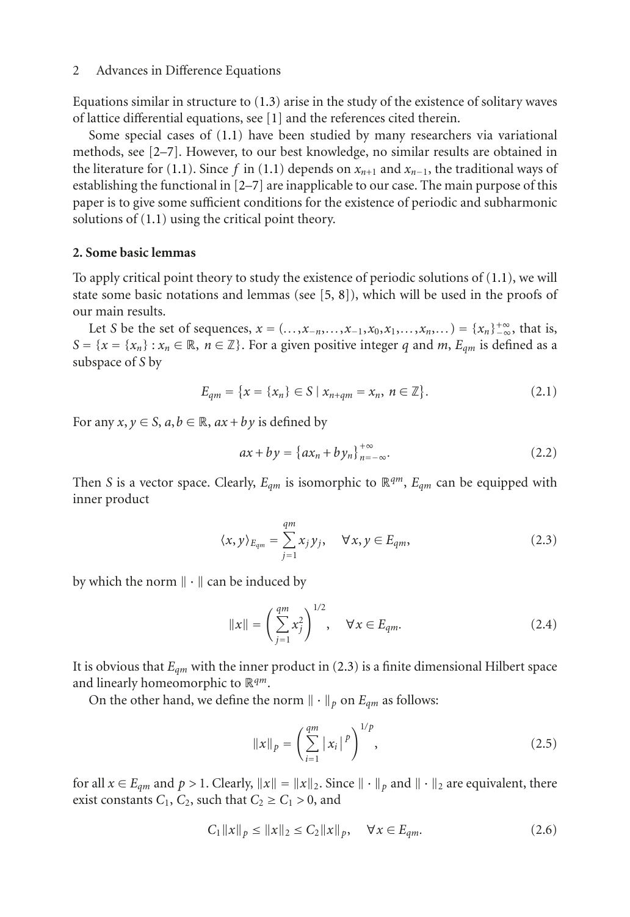Equations similar in structure to (1.3) arise in the study of the existence of solitary waves of lattice differential equations, see [1] and the references cited therein.

Some special cases of (1.1) have been studied by many researchers via variational methods, see [2–7]. However, to our best knowledge, no similar results are obtained in the literature for (1.1). Since $f$ in (1.1) depends on $x_{n+1}$ and $x_{n-1}$, the traditional ways of establishing the functional in [2–7] are inapplicable to our case. The main purpose of this paper is to give some sufficient conditions for the existence of periodic and subharmonic solutions of (1.1) using the critical point theory.

## 2. Some basic lemmas

To apply critical point theory to study the existence of periodic solutions of (1.1), we will state some basic notations and lemmas (see [5, 8]), which will be used in the proofs of our main results.

Let $S$ be the set of sequences, $x = (\ldots, x_{-n}, \ldots, x_{-1}, x_0, x_1, \ldots, x_n, \ldots) = \{x_n\}_{-\infty}^{+\infty}$, that is, $S = \{x = \{x_n\} : x_n \in \mathbb{R},\ n \in \mathbb{Z}\}$. For a given positive integer $q$ and $m$, $E_{qm}$ is defined as a subspace of $S$ by

$$E_{qm} = \{x = \{x_n\} \in S \mid x_{n+qm} = x_n,\ n \in \mathbb{Z}\}. \tag{2.1}$$

For any $x, y \in S$, $a, b \in \mathbb{R}$, $ax + by$ is defined by

$$ax + by = \{ax_n + by_n\}_{n=-\infty}^{+\infty}. \tag{2.2}$$

Then $S$ is a vector space. Clearly, $E_{qm}$ is isomorphic to $\mathbb{R}^{qm}$, $E_{qm}$ can be equipped with inner product

$$\langle x, y \rangle_{E_{qm}} = \sum_{j=1}^{qm} x_j y_j, \quad \forall x, y \in E_{qm}, \tag{2.3}$$

by which the norm $\|\cdot\|$ can be induced by

$$\|x\| = \left( \sum_{j=1}^{qm} x_j^2 \right)^{1/2}, \quad \forall x \in E_{qm}. \tag{2.4}$$

It is obvious that $E_{qm}$ with the inner product in (2.3) is a finite dimensional Hilbert space and linearly homeomorphic to $\mathbb{R}^{qm}$.

On the other hand, we define the norm $\|\cdot\|_p$ on $E_{qm}$ as follows:

$$\|x\|_p = \left( \sum_{i=1}^{qm} |x_i|^p \right)^{1/p}, \tag{2.5}$$

for all $x \in E_{qm}$ and $p > 1$. Clearly, $\|x\| = \|x\|_2$. Since $\|\cdot\|_p$ and $\|\cdot\|_2$ are equivalent, there exist constants $C_1$, $C_2$, such that $C_2 \geq C_1 > 0$, and

$$C_1 \|x\|_p \leq \|x\|_2 \leq C_2 \|x\|_p, \quad \forall x \in E_{qm}. \tag{2.6}$$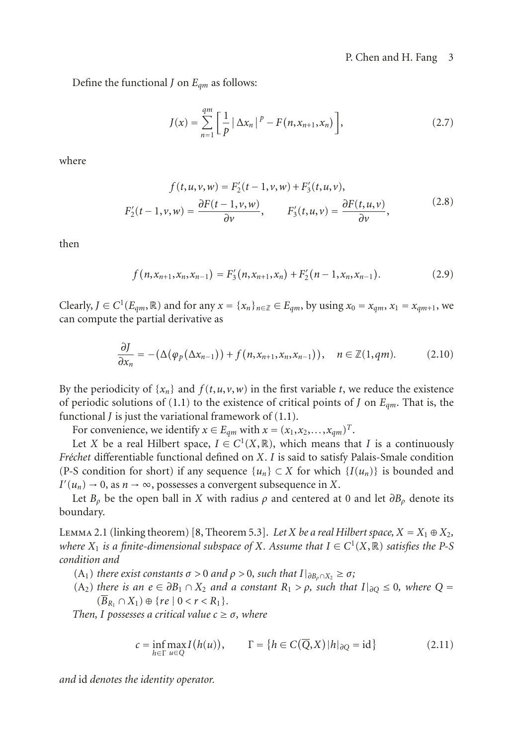Define the functional $J$ on $E_{qm}$ as follows:

$$J(x) = \sum_{n=1}^{qm} \left[ \frac{1}{p} |\Delta x_n|^p - F(n, x_{n+1}, x_n) \right], \tag{2.7}$$

where

$$\begin{gathered} f(t,u,v,w) = F_2'(t-1,v,w) + F_3'(t,u,v), \\ F_2'(t-1,v,w) = \frac{\partial F(t-1,v,w)}{\partial v}, \qquad F_3'(t,u,v) = \frac{\partial F(t,u,v)}{\partial v}, \end{gathered} \tag{2.8}$$

then

$$f(n, x_{n+1}, x_n, x_{n-1}) = F_3'(n, x_{n+1}, x_n) + F_2'(n-1, x_n, x_{n-1}). \tag{2.9}$$

Clearly, $J \in C^1(E_{qm}, \mathbb{R})$ and for any $x = \{x_n\}_{n\in\mathbb{Z}} \in E_{qm}$, by using $x_0 = x_{qm}$, $x_1 = x_{qm+1}$, we can compute the partial derivative as

$$\frac{\partial J}{\partial x_n} = -\left(\Delta(\varphi_p(\Delta x_{n-1})) + f(n, x_{n+1}, x_n, x_{n-1})\right), \quad n \in \mathbb{Z}(1, qm). \tag{2.10}$$

By the periodicity of $\{x_n\}$ and $f(t,u,v,w)$ in the first variable $t$, we reduce the existence of periodic solutions of (1.1) to the existence of critical points of $J$ on $E_{qm}$. That is, the functional $J$ is just the variational framework of (1.1).

For convenience, we identify $x \in E_{qm}$ with $x = (x_1, x_2, \ldots, x_{qm})^T$.

Let $X$ be a real Hilbert space, $I \in C^1(X, \mathbb{R})$, which means that $I$ is a continuously *Fréchet* differentiable functional defined on $X$. $I$ is said to satisfy Palais-Smale condition (P-S condition for short) if any sequence $\{u_n\} \subset X$ for which $\{I(u_n)\}$ is bounded and $I'(u_n) \to 0$, as $n \to \infty$, possesses a convergent subsequence in $X$.

Let $B_\rho$ be the open ball in $X$ with radius $\rho$ and centered at 0 and let $\partial B_\rho$ denote its boundary.

Lemma 2.1 (linking theorem) [8, Theorem 5.3]. *Let $X$ be a real Hilbert space, $X = X_1 \oplus X_2$, where $X_1$ is a finite-dimensional subspace of $X$. Assume that $I \in C^1(X, \mathbb{R})$ satisfies the P-S condition and*

($A_1$) *there exist constants $\sigma > 0$ and $\rho > 0$, such that $I|_{\partial B_\rho \cap X_2} \geq \sigma$;*

($A_2$) *there is an $e \in \partial B_1 \cap X_2$ and a constant $R_1 > \rho$, such that $I|_{\partial Q} \leq 0$, where $Q = (\overline{B}_{R_1} \cap X_1) \oplus \{re \mid 0 < r < R_1\}$.*

*Then, $I$ possesses a critical value $c \geq \sigma$, where*

$$c = \inf_{h\in\Gamma} \max_{u\in Q} I(h(u)), \qquad \Gamma = \{h \in C(\overline{Q}, X) \,|\, h|_{\partial Q} = \mathrm{id}\} \tag{2.11}$$

*and* id *denotes the identity operator.*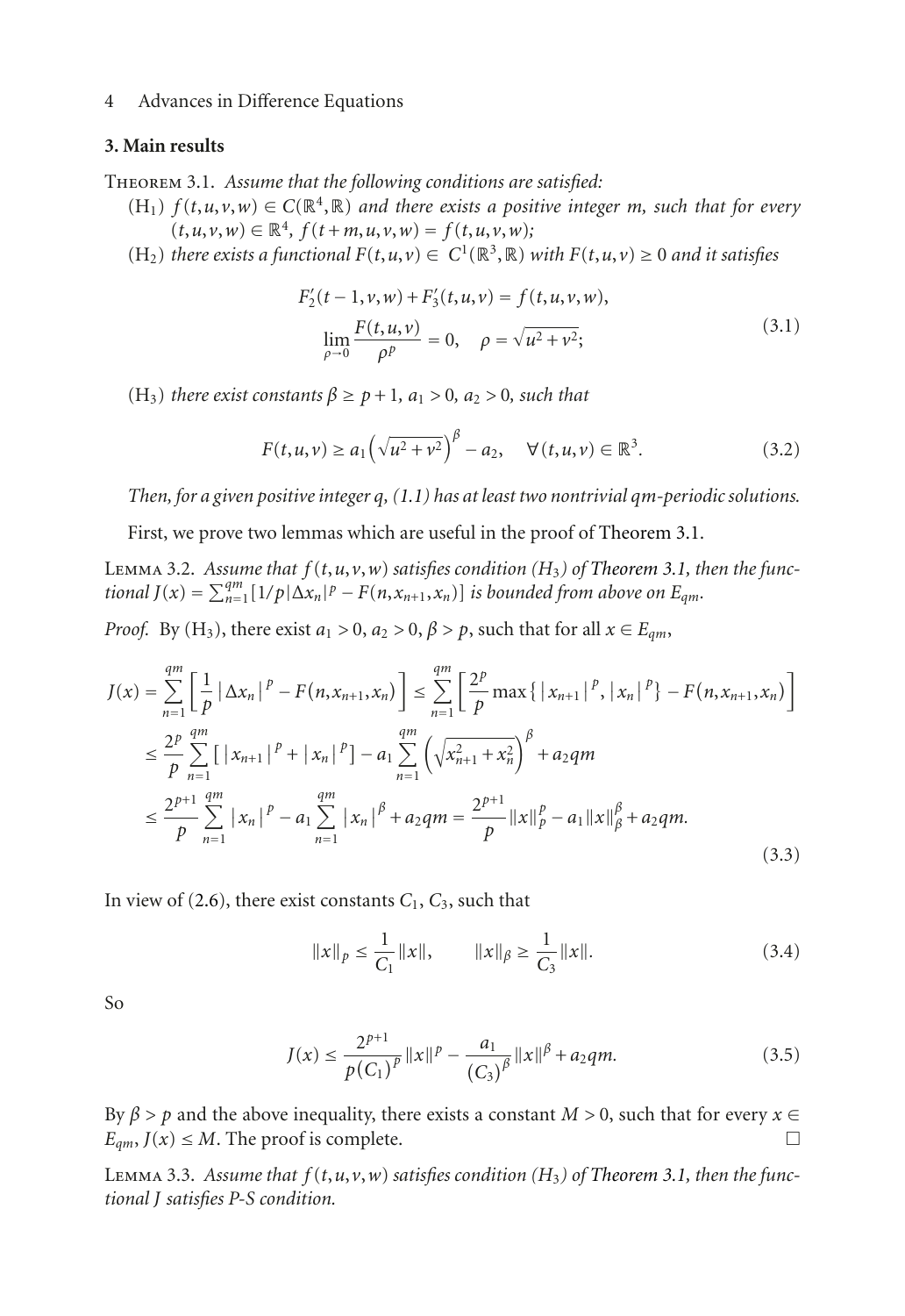## 3. Main results

Theorem 3.1. *Assume that the following conditions are satisfied:*

($H_1$) *$f(t,u,v,w) \in C(\mathbb{R}^4,\mathbb{R})$ and there exists a positive integer $m$, such that for every $(t,u,v,w) \in \mathbb{R}^4$, $f(t+m,u,v,w) = f(t,u,v,w)$;*

($H_2$) *there exists a functional $F(t,u,v) \in C^1(\mathbb{R}^3,\mathbb{R})$ with $F(t,u,v) \geq 0$ and it satisfies*

$$F_2'(t-1,v,w) + F_3'(t,u,v) = f(t,u,v,w),$$
$$\lim_{\rho \to 0} \frac{F(t,u,v)}{\rho^p} = 0, \quad \rho = \sqrt{u^2+v^2}; \tag{3.1}$$

($H_3$) *there exist constants $\beta \geq p+1$, $a_1 > 0$, $a_2 > 0$, such that*

$$F(t,u,v) \geq a_1\left(\sqrt{u^2+v^2}\right)^\beta - a_2, \quad \forall (t,u,v) \in \mathbb{R}^3. \tag{3.2}$$

*Then, for a given positive integer $q$, (1.1) has at least two nontrivial $qm$-periodic solutions.*

First, we prove two lemmas which are useful in the proof of Theorem 3.1.

Lemma 3.2. *Assume that $f(t,u,v,w)$ satisfies condition ($H_3$) of Theorem 3.1, then the functional $J(x) = \sum_{n=1}^{qm}[1/p|\Delta x_n|^p - F(n,x_{n+1},x_n)]$ is bounded from above on $E_{qm}$.*

*Proof.* By ($H_3$), there exist $a_1 > 0$, $a_2 > 0$, $\beta > p$, such that for all $x \in E_{qm}$,

$$\begin{aligned}
J(x) &= \sum_{n=1}^{qm}\left[\frac{1}{p}|\Delta x_n|^p - F(n,x_{n+1},x_n)\right] \leq \sum_{n=1}^{qm}\left[\frac{2^p}{p}\max\{|x_{n+1}|^p,|x_n|^p\} - F(n,x_{n+1},x_n)\right] \\
&\leq \frac{2^p}{p}\sum_{n=1}^{qm}\left[|x_{n+1}|^p + |x_n|^p\right] - a_1\sum_{n=1}^{qm}\left(\sqrt{x_{n+1}^2+x_n^2}\right)^\beta + a_2 qm \\
&\leq \frac{2^{p+1}}{p}\sum_{n=1}^{qm}|x_n|^p - a_1\sum_{n=1}^{qm}|x_n|^\beta + a_2 qm = \frac{2^{p+1}}{p}\|x\|_p^p - a_1\|x\|_\beta^\beta + a_2 qm.
\end{aligned} \tag{3.3}$$

In view of (2.6), there exist constants $C_1$, $C_3$, such that

$$\|x\|_p \leq \frac{1}{C_1}\|x\|, \qquad \|x\|_\beta \geq \frac{1}{C_3}\|x\|. \tag{3.4}$$

So

$$J(x) \leq \frac{2^{p+1}}{p(C_1)^p}\|x\|^p - \frac{a_1}{(C_3)^\beta}\|x\|^\beta + a_2 qm. \tag{3.5}$$

By $\beta > p$ and the above inequality, there exists a constant $M > 0$, such that for every $x \in E_{qm}$, $J(x) \leq M$. The proof is complete. □

Lemma 3.3. *Assume that $f(t,u,v,w)$ satisfies condition ($H_3$) of Theorem 3.1, then the functional $J$ satisfies P-S condition.*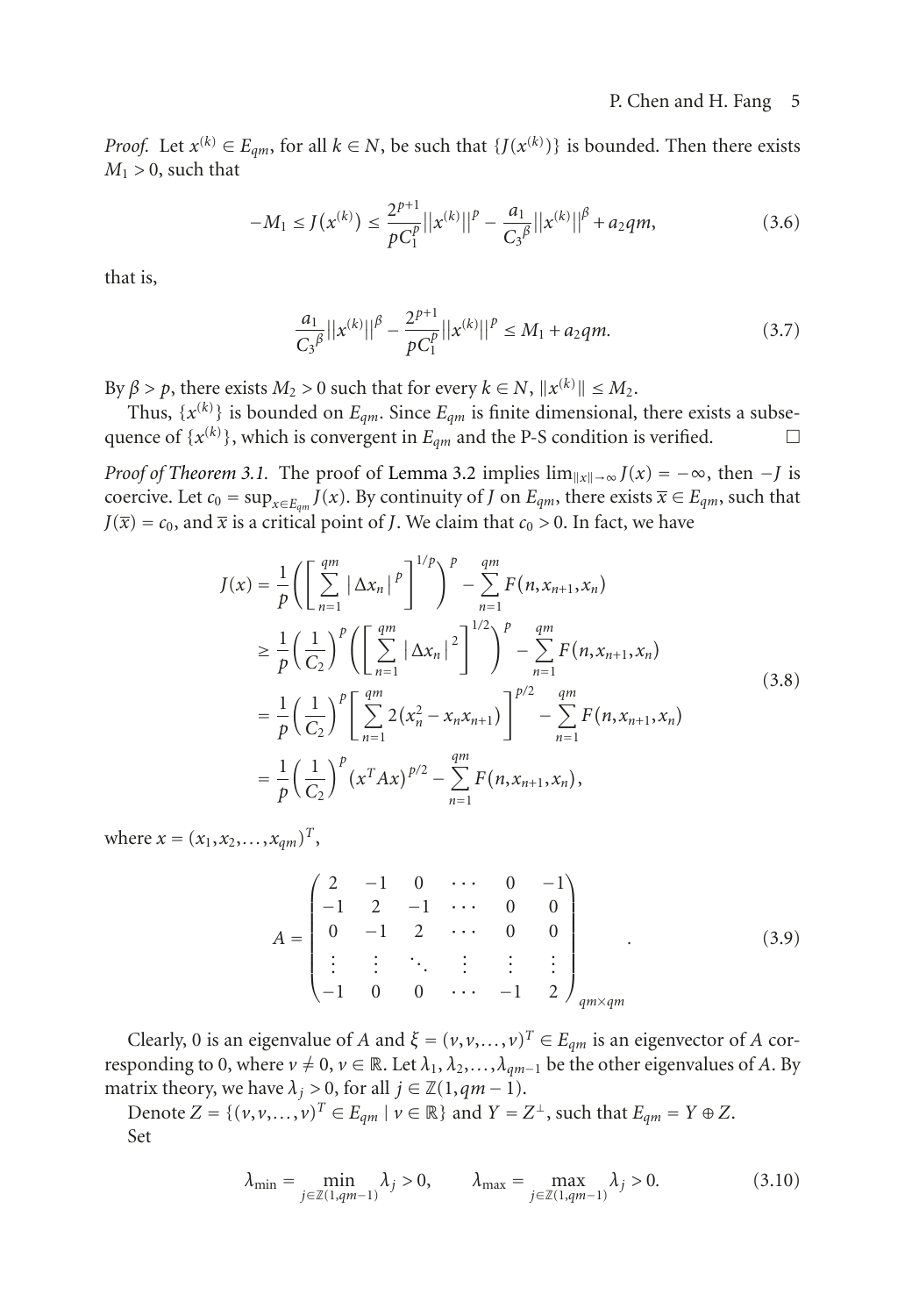*Proof.* Let $x^{(k)} \in E_{qm}$, for all $k \in N$, be such that $\{J(x^{(k)})\}$ is bounded. Then there exists $M_1 > 0$, such that

$$-M_1 \leq J(x^{(k)}) \leq \frac{2^{p+1}}{pC_1^p}\|x^{(k)}\|^p - \frac{a_1}{C_3{}^{\beta}}\|x^{(k)}\|^{\beta} + a_2 qm, \tag{3.6}$$

that is,

$$\frac{a_1}{C_3{}^{\beta}}\|x^{(k)}\|^{\beta} - \frac{2^{p+1}}{pC_1^p}\|x^{(k)}\|^p \leq M_1 + a_2 qm. \tag{3.7}$$

By $\beta > p$, there exists $M_2 > 0$ such that for every $k \in N$, $\|x^{(k)}\| \leq M_2$.

Thus, $\{x^{(k)}\}$ is bounded on $E_{qm}$. Since $E_{qm}$ is finite dimensional, there exists a subsequence of $\{x^{(k)}\}$, which is convergent in $E_{qm}$ and the P-S condition is verified. $\square$

*Proof of Theorem 3.1.* The proof of Lemma 3.2 implies $\lim_{\|x\|\to\infty} J(x) = -\infty$, then $-J$ is coercive. Let $c_0 = \sup_{x \in E_{qm}} J(x)$. By continuity of $J$ on $E_{qm}$, there exists $\bar{x} \in E_{qm}$, such that $J(\bar{x}) = c_0$, and $\bar{x}$ is a critical point of $J$. We claim that $c_0 > 0$. In fact, we have

$$\begin{aligned}
J(x) &= \frac{1}{p}\left(\left[\sum_{n=1}^{qm} |\Delta x_n|^p\right]^{1/p}\right)^p - \sum_{n=1}^{qm} F(n, x_{n+1}, x_n) \\
&\geq \frac{1}{p}\left(\frac{1}{C_2}\right)^p \left(\left[\sum_{n=1}^{qm} |\Delta x_n|^2\right]^{1/2}\right)^p - \sum_{n=1}^{qm} F(n, x_{n+1}, x_n) \\
&= \frac{1}{p}\left(\frac{1}{C_2}\right)^p \left[\sum_{n=1}^{qm} 2(x_n^2 - x_n x_{n+1})\right]^{p/2} - \sum_{n=1}^{qm} F(n, x_{n+1}, x_n) \\
&= \frac{1}{p}\left(\frac{1}{C_2}\right)^p (x^T A x)^{p/2} - \sum_{n=1}^{qm} F(n, x_{n+1}, x_n),
\end{aligned} \tag{3.8}$$

where $x = (x_1, x_2, \ldots, x_{qm})^T$,

$$A = \begin{pmatrix} 2 & -1 & 0 & \cdots & 0 & -1 \\ -1 & 2 & -1 & \cdots & 0 & 0 \\ 0 & -1 & 2 & \cdots & 0 & 0 \\ \vdots & \vdots & \ddots & \vdots & \vdots & \vdots \\ -1 & 0 & 0 & \cdots & -1 & 2 \end{pmatrix}_{qm \times qm}. \tag{3.9}$$

Clearly, 0 is an eigenvalue of $A$ and $\xi = (v, v, \ldots, v)^T \in E_{qm}$ is an eigenvector of $A$ corresponding to 0, where $v \neq 0$, $v \in \mathbb{R}$. Let $\lambda_1, \lambda_2, \ldots, \lambda_{qm-1}$ be the other eigenvalues of $A$. By matrix theory, we have $\lambda_j > 0$, for all $j \in \mathbb{Z}(1, qm-1)$.

Denote $Z = \{(v, v, \ldots, v)^T \in E_{qm} \mid v \in \mathbb{R}\}$ and $Y = Z^{\perp}$, such that $E_{qm} = Y \oplus Z$.

Set

$$\lambda_{\min} = \min_{j \in \mathbb{Z}(1, qm-1)} \lambda_j > 0, \qquad \lambda_{\max} = \max_{j \in \mathbb{Z}(1, qm-1)} \lambda_j > 0. \tag{3.10}$$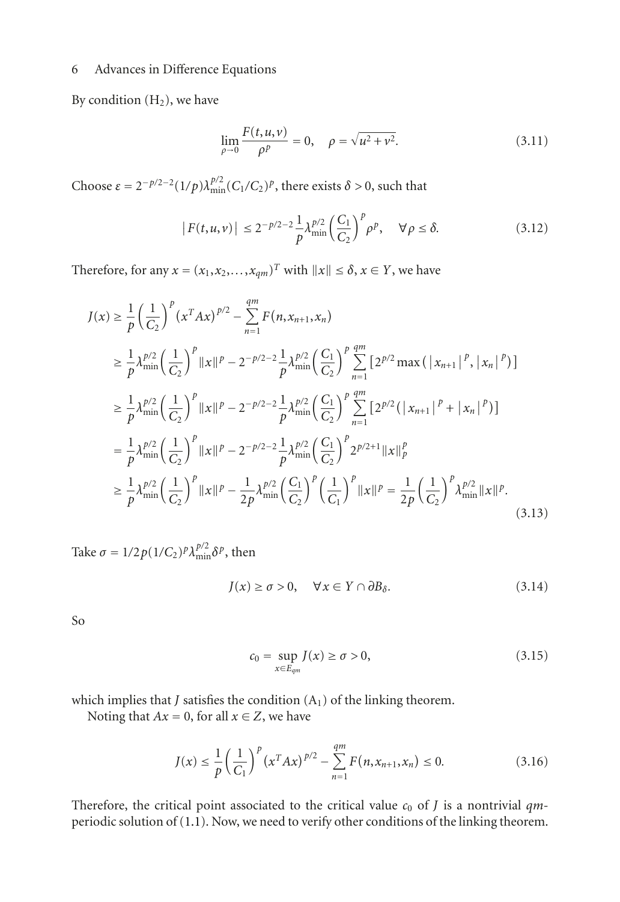By condition $(\mathrm{H}_2)$, we have

$$\lim_{\rho\to 0}\frac{F(t,u,v)}{\rho^p}=0,\quad \rho=\sqrt{u^2+v^2}. \tag{3.11}$$

Choose $\varepsilon=2^{-p/2-2}(1/p)\lambda_{\min}^{p/2}(C_1/C_2)^p$, there exists $\delta>0$, such that

$$|F(t,u,v)|\le 2^{-p/2-2}\frac{1}{p}\lambda_{\min}^{p/2}\left(\frac{C_1}{C_2}\right)^p\rho^p,\quad \forall\rho\le\delta. \tag{3.12}$$

Therefore, for any $x=(x_1,x_2,\ldots,x_{qm})^T$ with $\|x\|\le\delta$, $x\in Y$, we have

$$\begin{aligned}
J(x)&\ge\frac{1}{p}\left(\frac{1}{C_2}\right)^p\left(x^TAx\right)^{p/2}-\sum_{n=1}^{qm}F(n,x_{n+1},x_n)\\
&\ge\frac{1}{p}\lambda_{\min}^{p/2}\left(\frac{1}{C_2}\right)^p\|x\|^p-2^{-p/2-2}\frac{1}{p}\lambda_{\min}^{p/2}\left(\frac{C_1}{C_2}\right)^p\sum_{n=1}^{qm}\left[2^{p/2}\max\left(|x_{n+1}|^p,|x_n|^p\right)\right]\\
&\ge\frac{1}{p}\lambda_{\min}^{p/2}\left(\frac{1}{C_2}\right)^p\|x\|^p-2^{-p/2-2}\frac{1}{p}\lambda_{\min}^{p/2}\left(\frac{C_1}{C_2}\right)^p\sum_{n=1}^{qm}\left[2^{p/2}\left(|x_{n+1}|^p+|x_n|^p\right)\right]\\
&=\frac{1}{p}\lambda_{\min}^{p/2}\left(\frac{1}{C_2}\right)^p\|x\|^p-2^{-p/2-2}\frac{1}{p}\lambda_{\min}^{p/2}\left(\frac{C_1}{C_2}\right)^p2^{p/2+1}\|x\|_p^p\\
&\ge\frac{1}{p}\lambda_{\min}^{p/2}\left(\frac{1}{C_2}\right)^p\|x\|^p-\frac{1}{2p}\lambda_{\min}^{p/2}\left(\frac{C_1}{C_2}\right)^p\left(\frac{1}{C_1}\right)^p\|x\|^p=\frac{1}{2p}\left(\frac{1}{C_2}\right)^p\lambda_{\min}^{p/2}\|x\|^p.
\end{aligned} \tag{3.13}$$

Take $\sigma=1/2p(1/C_2)^p\lambda_{\min}^{p/2}\delta^p$, then

$$J(x)\ge\sigma>0,\quad \forall x\in Y\cap\partial B_\delta. \tag{3.14}$$

So

$$c_0=\sup_{x\in E_{qm}}J(x)\ge\sigma>0, \tag{3.15}$$

which implies that $J$ satisfies the condition $(\mathrm{A}_1)$ of the linking theorem.

Noting that $Ax=0$, for all $x\in Z$, we have

$$J(x)\le\frac{1}{p}\left(\frac{1}{C_1}\right)^p\left(x^TAx\right)^{p/2}-\sum_{n=1}^{qm}F(n,x_{n+1},x_n)\le 0. \tag{3.16}$$

Therefore, the critical point associated to the critical value $c_0$ of $J$ is a nontrivial $qm$-periodic solution of (1.1). Now, we need to verify other conditions of the linking theorem.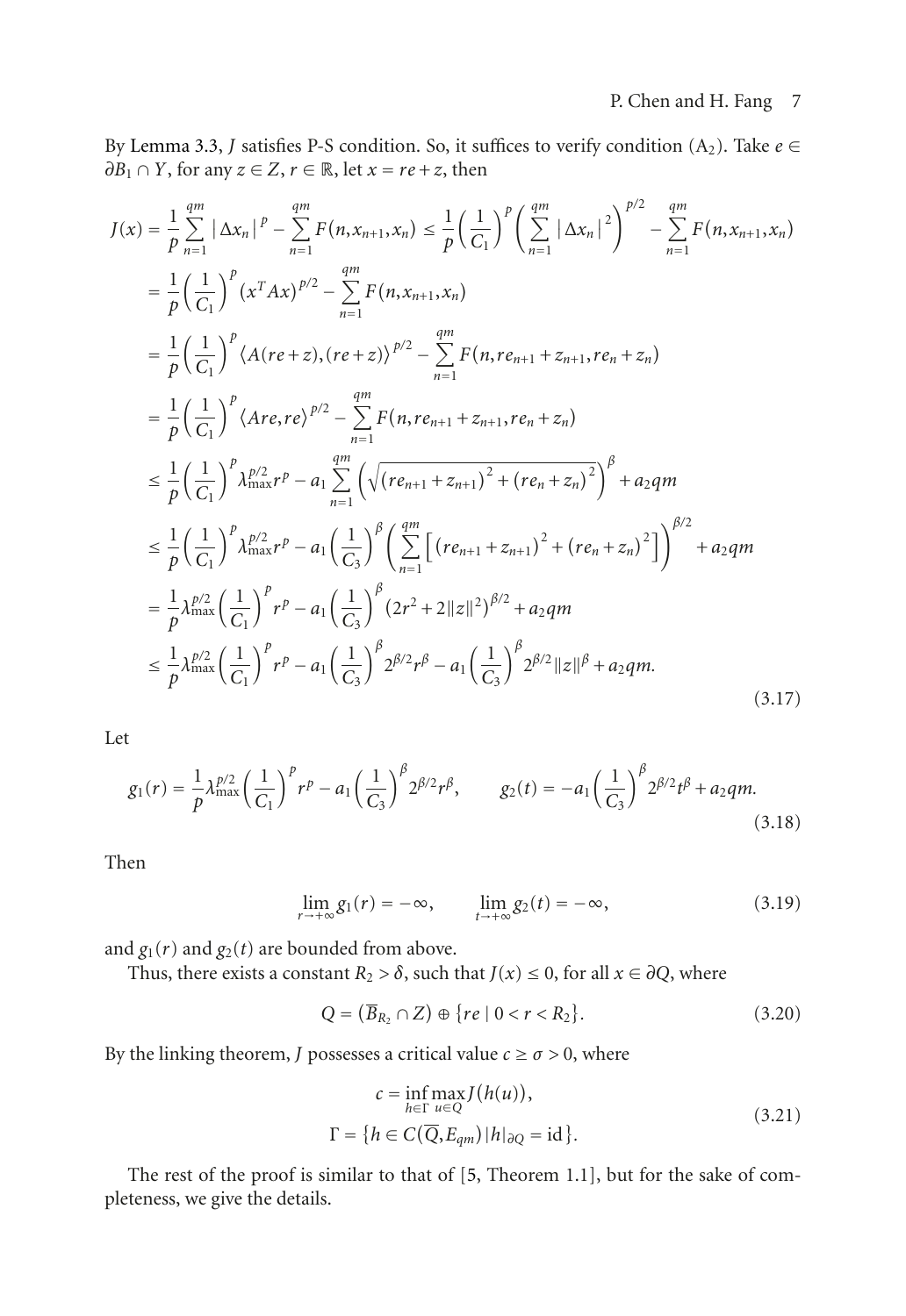By Lemma 3.3, $J$ satisfies P-S condition. So, it suffices to verify condition $(A_2)$. Take $e \in \partial B_1 \cap Y$, for any $z \in Z$, $r \in \mathbb{R}$, let $x = re + z$, then

$$
\begin{aligned}
J(x) &= \frac{1}{p}\sum_{n=1}^{qm} |\Delta x_n|^p - \sum_{n=1}^{qm} F(n, x_{n+1}, x_n) \leq \frac{1}{p}\left(\frac{1}{C_1}\right)^p \left(\sum_{n=1}^{qm} |\Delta x_n|^2\right)^{p/2} - \sum_{n=1}^{qm} F(n, x_{n+1}, x_n) \\
&= \frac{1}{p}\left(\frac{1}{C_1}\right)^p (x^T A x)^{p/2} - \sum_{n=1}^{qm} F(n, x_{n+1}, x_n) \\
&= \frac{1}{p}\left(\frac{1}{C_1}\right)^p \langle A(re+z), (re+z)\rangle^{p/2} - \sum_{n=1}^{qm} F(n, re_{n+1} + z_{n+1}, re_n + z_n) \\
&= \frac{1}{p}\left(\frac{1}{C_1}\right)^p \langle Are, re\rangle^{p/2} - \sum_{n=1}^{qm} F(n, re_{n+1} + z_{n+1}, re_n + z_n) \\
&\leq \frac{1}{p}\left(\frac{1}{C_1}\right)^p \lambda_{\max}^{p/2} r^p - a_1 \sum_{n=1}^{qm} \left(\sqrt{(re_{n+1} + z_{n+1})^2 + (re_n + z_n)^2}\right)^\beta + a_2 qm \\
&\leq \frac{1}{p}\left(\frac{1}{C_1}\right)^p \lambda_{\max}^{p/2} r^p - a_1 \left(\frac{1}{C_3}\right)^\beta \left(\sum_{n=1}^{qm} \left[(re_{n+1} + z_{n+1})^2 + (re_n + z_n)^2\right]\right)^{\beta/2} + a_2 qm \\
&= \frac{1}{p}\lambda_{\max}^{p/2}\left(\frac{1}{C_1}\right)^p r^p - a_1\left(\frac{1}{C_3}\right)^\beta (2r^2 + 2\|z\|^2)^{\beta/2} + a_2 qm \\
&\leq \frac{1}{p}\lambda_{\max}^{p/2}\left(\frac{1}{C_1}\right)^p r^p - a_1\left(\frac{1}{C_3}\right)^\beta 2^{\beta/2} r^\beta - a_1\left(\frac{1}{C_3}\right)^\beta 2^{\beta/2}\|z\|^\beta + a_2 qm.
\end{aligned}
\tag{3.17}
$$

Let

$$
g_1(r) = \frac{1}{p}\lambda_{\max}^{p/2}\left(\frac{1}{C_1}\right)^p r^p - a_1\left(\frac{1}{C_3}\right)^\beta 2^{\beta/2} r^\beta, \qquad g_2(t) = -a_1\left(\frac{1}{C_3}\right)^\beta 2^{\beta/2} t^\beta + a_2 qm.
\tag{3.18}
$$

Then

$$
\lim_{r \to +\infty} g_1(r) = -\infty, \qquad \lim_{t \to +\infty} g_2(t) = -\infty,
\tag{3.19}
$$

and $g_1(r)$ and $g_2(t)$ are bounded from above.

Thus, there exists a constant $R_2 > \delta$, such that $J(x) \leq 0$, for all $x \in \partial Q$, where

$$
Q = (\overline{B}_{R_2} \cap Z) \oplus \{re \mid 0 < r < R_2\}.
\tag{3.20}
$$

By the linking theorem, $J$ possesses a critical value $c \geq \sigma > 0$, where

$$
\begin{gathered}
c = \inf_{h \in \Gamma} \max_{u \in Q} J(h(u)), \\
\Gamma = \{h \in C(\overline{Q}, E_{qm}) \mid h|_{\partial Q} = \mathrm{id}\}.
\end{gathered}
\tag{3.21}
$$

The rest of the proof is similar to that of [5, Theorem 1.1], but for the sake of completeness, we give the details.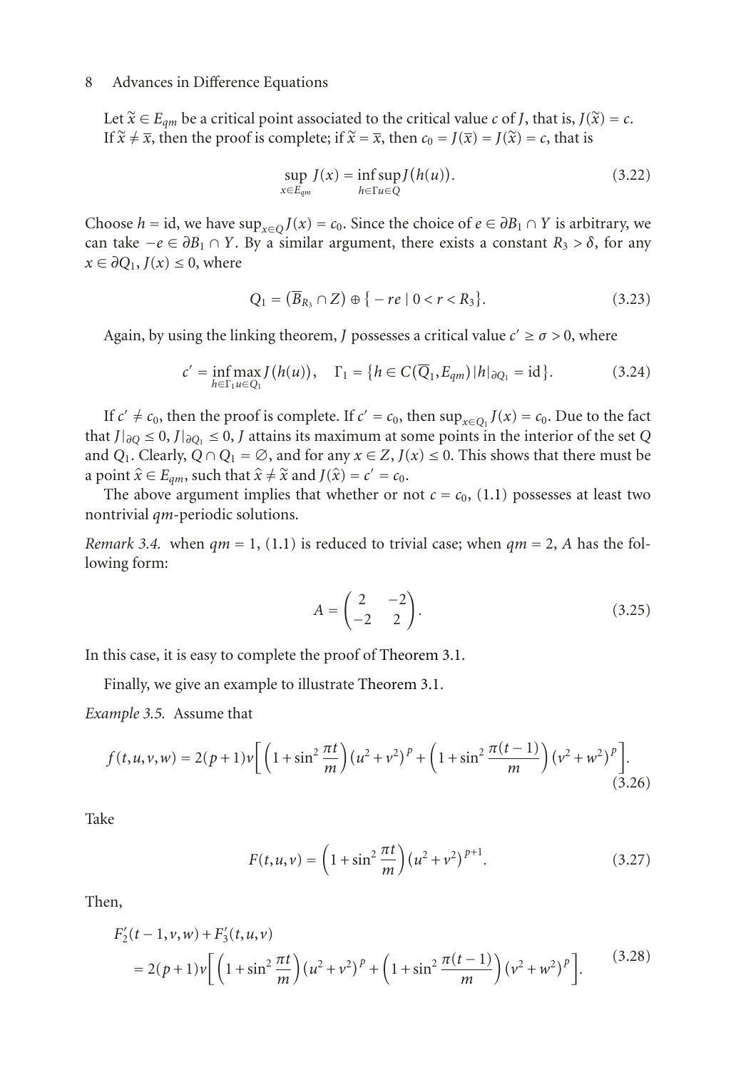Let $\tilde{x} \in E_{qm}$ be a critical point associated to the critical value $c$ of $J$, that is, $J(\tilde{x}) = c$. If $\tilde{x} \neq \bar{x}$, then the proof is complete; if $\tilde{x} = \bar{x}$, then $c_0 = J(\bar{x}) = J(\tilde{x}) = c$, that is

$$\sup_{x \in E_{qm}} J(x) = \inf_{h \in \Gamma} \sup_{u \in Q} J(h(u)). \tag{3.22}$$

Choose $h = \text{id}$, we have $\sup_{x \in Q} J(x) = c_0$. Since the choice of $e \in \partial B_1 \cap Y$ is arbitrary, we can take $-e \in \partial B_1 \cap Y$. By a similar argument, there exists a constant $R_3 > \delta$, for any $x \in \partial Q_1$, $J(x) \leq 0$, where

$$Q_1 = (\overline{B}_{R_3} \cap Z) \oplus \{-re \mid 0 < r < R_3\}. \tag{3.23}$$

Again, by using the linking theorem, $J$ possesses a critical value $c' \geq \sigma > 0$, where

$$c' = \inf_{h \in \Gamma_1} \max_{u \in Q_1} J(h(u)), \quad \Gamma_1 = \{h \in C(\overline{Q}_1, E_{qm}) \mid h|_{\partial Q_1} = \text{id}\}. \tag{3.24}$$

If $c' \neq c_0$, then the proof is complete. If $c' = c_0$, then $\sup_{x \in Q_1} J(x) = c_0$. Due to the fact that $J|_{\partial Q} \leq 0$, $J|_{\partial Q_1} \leq 0$, $J$ attains its maximum at some points in the interior of the set $Q$ and $Q_1$. Clearly, $Q \cap Q_1 = \emptyset$, and for any $x \in Z$, $J(x) \leq 0$. This shows that there must be a point $\hat{x} \in E_{qm}$, such that $\hat{x} \neq \tilde{x}$ and $J(\hat{x}) = c' = c_0$.

The above argument implies that whether or not $c = c_0$, (1.1) possesses at least two nontrivial $qm$-periodic solutions.

*Remark 3.4.* when $qm = 1$, (1.1) is reduced to trivial case; when $qm = 2$, $A$ has the following form:

$$A = \begin{pmatrix} 2 & -2 \\ -2 & 2 \end{pmatrix}. \tag{3.25}$$

In this case, it is easy to complete the proof of Theorem 3.1.

Finally, we give an example to illustrate Theorem 3.1.

*Example 3.5.* Assume that

$$f(t, u, v, w) = 2(p+1)v\left[\left(1 + \sin^2 \frac{\pi t}{m}\right)(u^2 + v^2)^p + \left(1 + \sin^2 \frac{\pi(t-1)}{m}\right)(v^2 + w^2)^p\right]. \tag{3.26}$$

Take

$$F(t, u, v) = \left(1 + \sin^2 \frac{\pi t}{m}\right)(u^2 + v^2)^{p+1}. \tag{3.27}$$

Then,

$$\begin{aligned} &F_2'(t-1, v, w) + F_3'(t, u, v) \\ &= 2(p+1)v\left[\left(1 + \sin^2 \frac{\pi t}{m}\right)(u^2 + v^2)^p + \left(1 + \sin^2 \frac{\pi(t-1)}{m}\right)(v^2 + w^2)^p\right]. \end{aligned} \tag{3.28}$$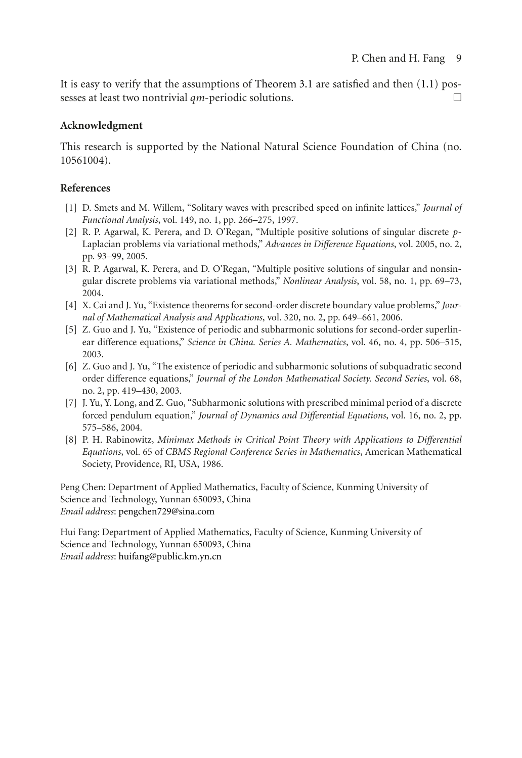It is easy to verify that the assumptions of Theorem 3.1 are satisfied and then (1.1) possesses at least two nontrivial $qm$-periodic solutions. □

## Acknowledgment

This research is supported by the National Natural Science Foundation of China (no. 10561004).

## References

[1] D. Smets and M. Willem, "Solitary waves with prescribed speed on infinite lattices," *Journal of Functional Analysis*, vol. 149, no. 1, pp. 266–275, 1997.

[2] R. P. Agarwal, K. Perera, and D. O'Regan, "Multiple positive solutions of singular discrete $p$-Laplacian problems via variational methods," *Advances in Difference Equations*, vol. 2005, no. 2, pp. 93–99, 2005.

[3] R. P. Agarwal, K. Perera, and D. O'Regan, "Multiple positive solutions of singular and nonsingular discrete problems via variational methods," *Nonlinear Analysis*, vol. 58, no. 1, pp. 69–73, 2004.

[4] X. Cai and J. Yu, "Existence theorems for second-order discrete boundary value problems," *Journal of Mathematical Analysis and Applications*, vol. 320, no. 2, pp. 649–661, 2006.

[5] Z. Guo and J. Yu, "Existence of periodic and subharmonic solutions for second-order superlinear difference equations," *Science in China. Series A. Mathematics*, vol. 46, no. 4, pp. 506–515, 2003.

[6] Z. Guo and J. Yu, "The existence of periodic and subharmonic solutions of subquadratic second order difference equations," *Journal of the London Mathematical Society. Second Series*, vol. 68, no. 2, pp. 419–430, 2003.

[7] J. Yu, Y. Long, and Z. Guo, "Subharmonic solutions with prescribed minimal period of a discrete forced pendulum equation," *Journal of Dynamics and Differential Equations*, vol. 16, no. 2, pp. 575–586, 2004.

[8] P. H. Rabinowitz, *Minimax Methods in Critical Point Theory with Applications to Differential Equations*, vol. 65 of *CBMS Regional Conference Series in Mathematics*, American Mathematical Society, Providence, RI, USA, 1986.

Peng Chen: Department of Applied Mathematics, Faculty of Science, Kunming University of Science and Technology, Yunnan 650093, China
*Email address*: pengchen729@sina.com

Hui Fang: Department of Applied Mathematics, Faculty of Science, Kunming University of Science and Technology, Yunnan 650093, China
*Email address*: huifang@public.km.yn.cn